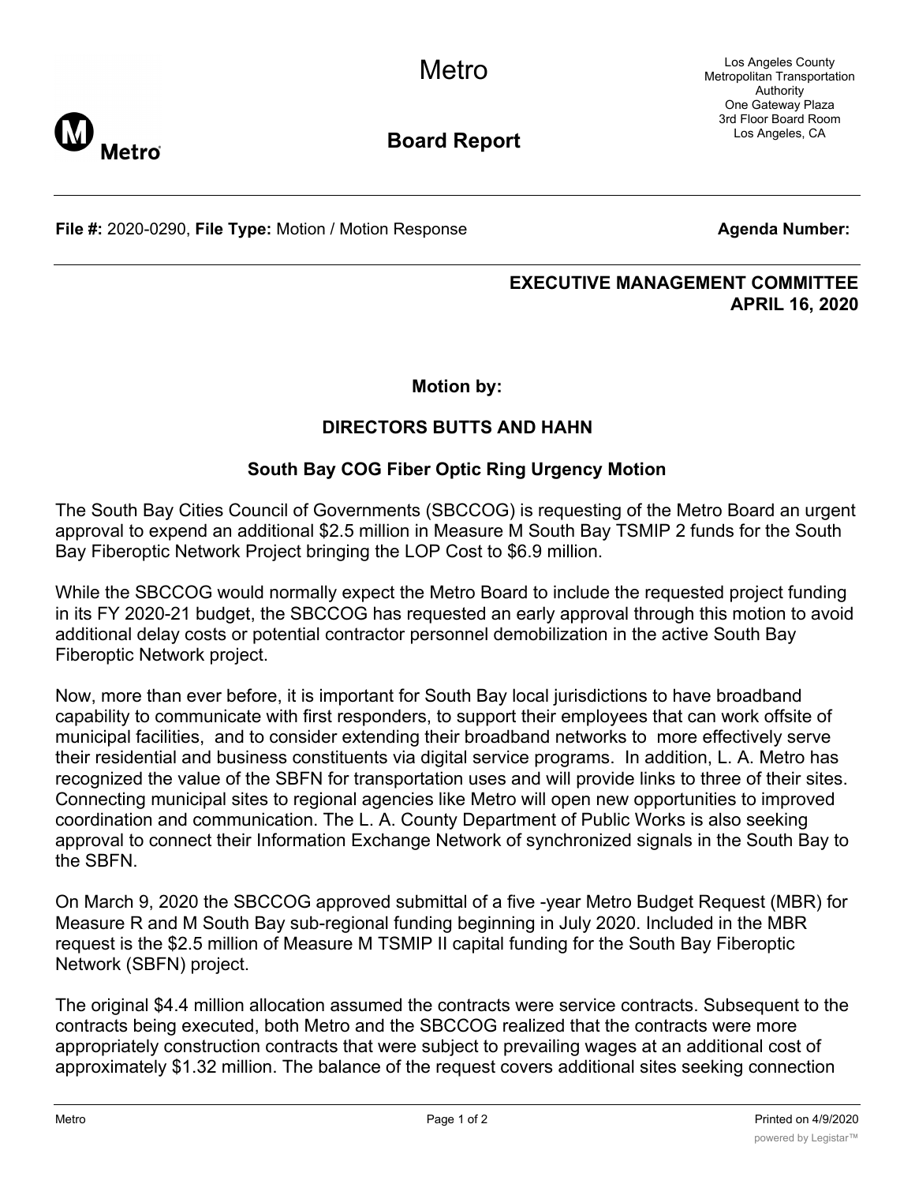Metro

Los Angeles County Metropolitan Transportation Authority
One Gateway Plaza
3rd Floor Board Room
Los Angeles, CA

**Board Report**

**File #:** 2020-0290, **File Type:** Motion / Motion Response **Agenda Number:**

**EXECUTIVE MANAGEMENT COMMITTEE**
**APRIL 16, 2020**

**Motion by:**

**DIRECTORS BUTTS AND HAHN**

**South Bay COG Fiber Optic Ring Urgency Motion**

The South Bay Cities Council of Governments (SBCCOG) is requesting of the Metro Board an urgent approval to expend an additional $2.5 million in Measure M South Bay TSMIP 2 funds for the South Bay Fiberoptic Network Project bringing the LOP Cost to $6.9 million.

While the SBCCOG would normally expect the Metro Board to include the requested project funding in its FY 2020-21 budget, the SBCCOG has requested an early approval through this motion to avoid additional delay costs or potential contractor personnel demobilization in the active South Bay Fiberoptic Network project.

Now, more than ever before, it is important for South Bay local jurisdictions to have broadband capability to communicate with first responders, to support their employees that can work offsite of municipal facilities, and to consider extending their broadband networks to more effectively serve their residential and business constituents via digital service programs. In addition, L. A. Metro has recognized the value of the SBFN for transportation uses and will provide links to three of their sites. Connecting municipal sites to regional agencies like Metro will open new opportunities to improved coordination and communication. The L. A. County Department of Public Works is also seeking approval to connect their Information Exchange Network of synchronized signals in the South Bay to the SBFN.

On March 9, 2020 the SBCCOG approved submittal of a five -year Metro Budget Request (MBR) for Measure R and M South Bay sub-regional funding beginning in July 2020. Included in the MBR request is the $2.5 million of Measure M TSMIP II capital funding for the South Bay Fiberoptic Network (SBFN) project.

The original $4.4 million allocation assumed the contracts were service contracts. Subsequent to the contracts being executed, both Metro and the SBCCOG realized that the contracts were more appropriately construction contracts that were subject to prevailing wages at an additional cost of approximately $1.32 million. The balance of the request covers additional sites seeking connection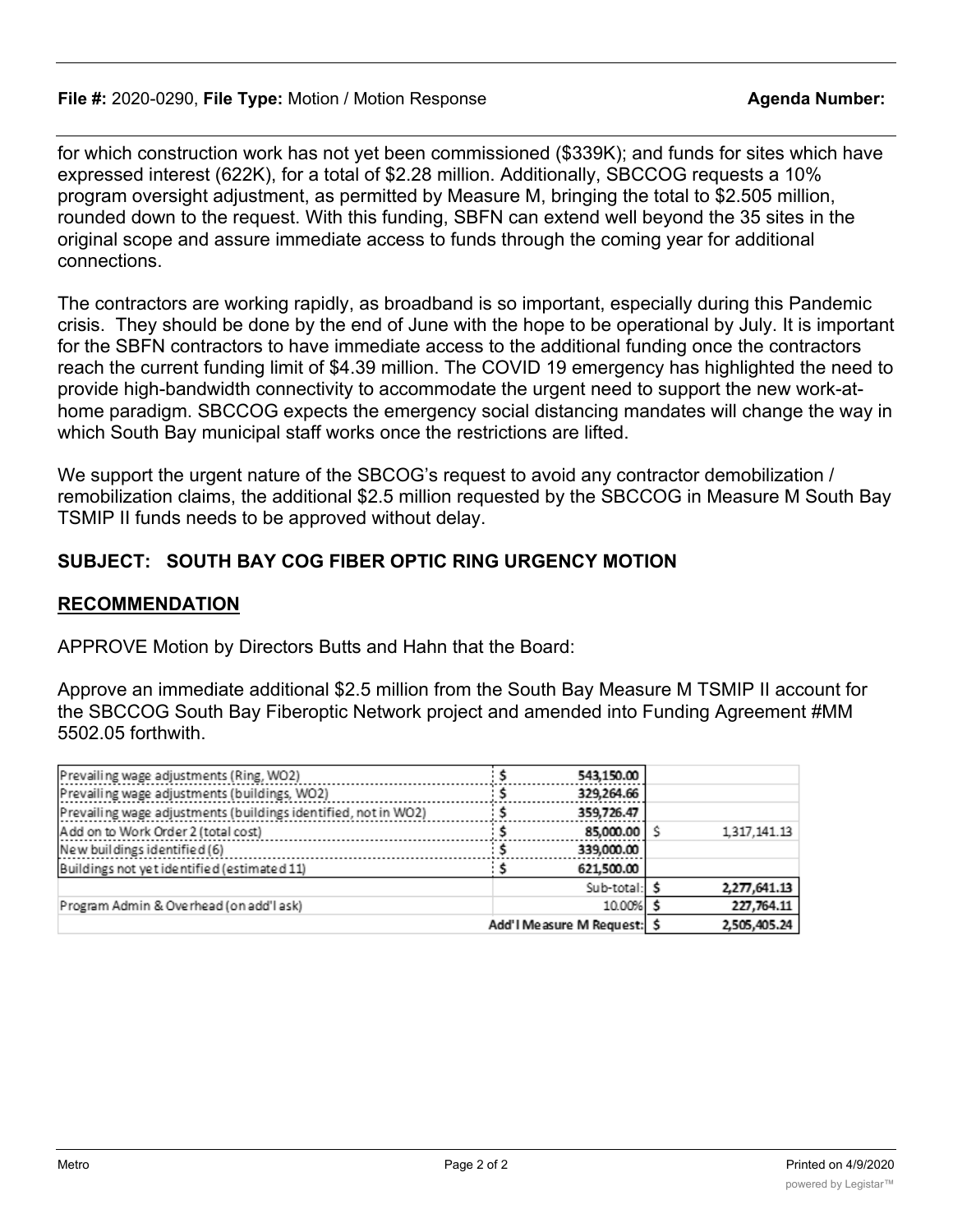for which construction work has not yet been commissioned ($339K); and funds for sites which have expressed interest (622K), for a total of $2.28 million. Additionally, SBCCOG requests a 10% program oversight adjustment, as permitted by Measure M, bringing the total to $2.505 million, rounded down to the request. With this funding, SBFN can extend well beyond the 35 sites in the original scope and assure immediate access to funds through the coming year for additional connections.

The contractors are working rapidly, as broadband is so important, especially during this Pandemic crisis. They should be done by the end of June with the hope to be operational by July. It is important for the SBFN contractors to have immediate access to the additional funding once the contractors reach the current funding limit of $4.39 million. The COVID 19 emergency has highlighted the need to provide high-bandwidth connectivity to accommodate the urgent need to support the new work-at-home paradigm. SBCCOG expects the emergency social distancing mandates will change the way in which South Bay municipal staff works once the restrictions are lifted.

We support the urgent nature of the SBCOG's request to avoid any contractor demobilization / remobilization claims, the additional $2.5 million requested by the SBCCOG in Measure M South Bay TSMIP II funds needs to be approved without delay.

## SUBJECT: SOUTH BAY COG FIBER OPTIC RING URGENCY MOTION

## RECOMMENDATION

APPROVE Motion by Directors Butts and Hahn that the Board:

Approve an immediate additional $2.5 million from the South Bay Measure M TSMIP II account for the SBCCOG South Bay Fiberoptic Network project and amended into Funding Agreement #MM 5502.05 forthwith.

| | | |
|---|---|---|
| Prevailing wage adjustments (Ring, WO2) | $ 543,150.00 | |
| Prevailing wage adjustments (buildings, WO2) | $ 329,264.66 | |
| Prevailing wage adjustments (buildings identified, not in WO2) | $ 359,726.47 | |
| Add on to Work Order 2 (total cost) | $ 85,000.00 | $ 1,317,141.13 |
| New buildings identified (6) | $ 339,000.00 | |
| Buildings not yet identified (estimated 11) | $ 621,500.00 | |
| | Sub-total: | $ 2,277,641.13 |
| Program Admin & Overhead (on add'l ask) | 10.00% | $ 227,764.11 |
| | Add'l Measure M Request: | $ 2,505,405.24 |